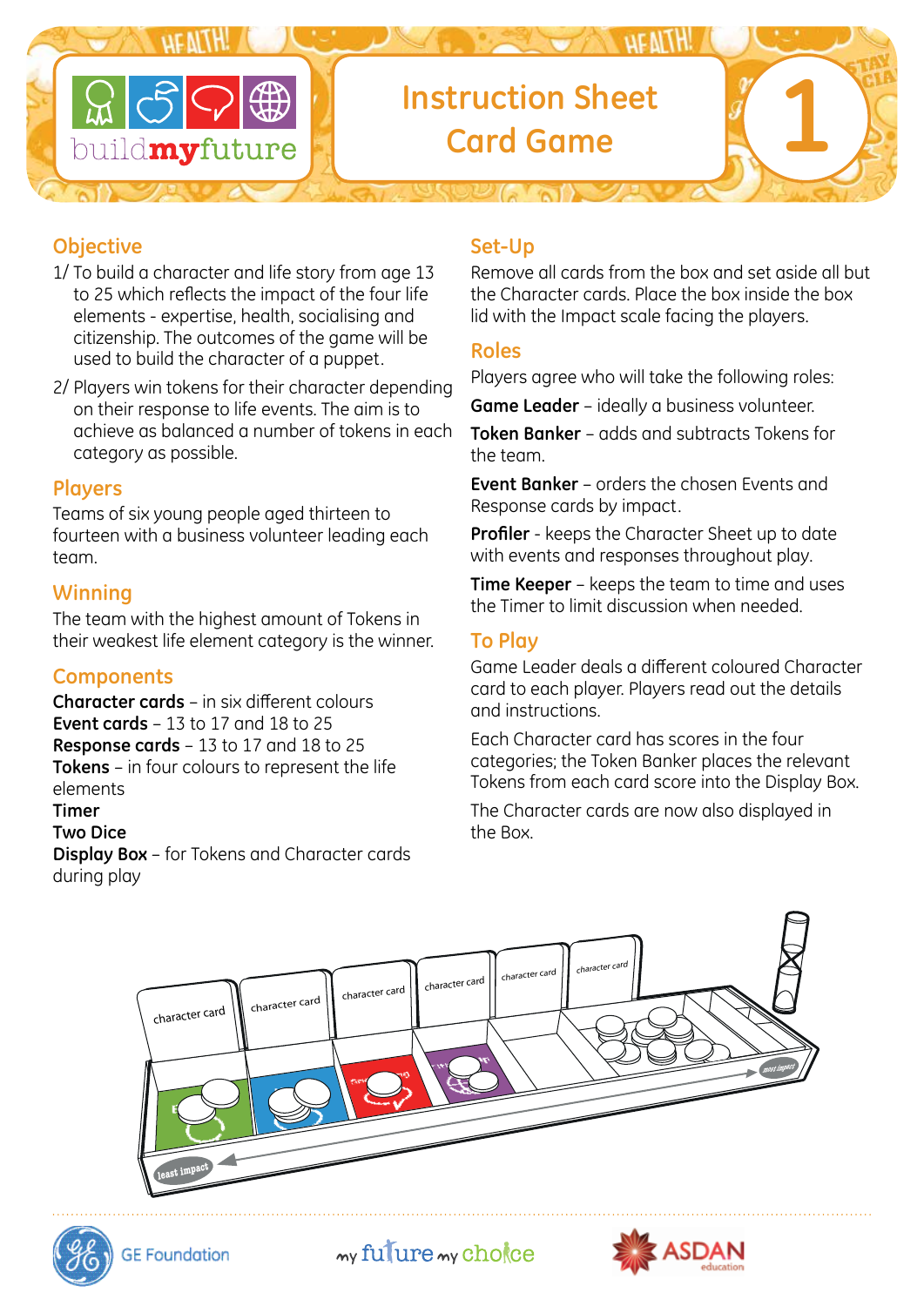# Instruction Sheet Card Game

## 1

## Objective

1/ To build a character and life story from age 13 to 25 which reflects the impact of the four life elements - expertise, health, socialising and citizenship. The outcomes of the game will be used to build the character of a puppet.

2/ Players win tokens for their character depending on their response to life events. The aim is to achieve as balanced a number of tokens in each category as possible.

## Players

Teams of six young people aged thirteen to fourteen with a business volunteer leading each team.

## Winning

The team with the highest amount of Tokens in their weakest life element category is the winner.

## Components

**Character cards** – in six different colours
**Event cards** – 13 to 17 and 18 to 25
**Response cards** – 13 to 17 and 18 to 25
**Tokens** – in four colours to represent the life elements
**Timer**
**Two Dice**
**Display Box** – for Tokens and Character cards during play

## Set-Up

Remove all cards from the box and set aside all but the Character cards. Place the box inside the box lid with the Impact scale facing the players.

## Roles

Players agree who will take the following roles:

**Game Leader** – ideally a business volunteer.

**Token Banker** – adds and subtracts Tokens for the team.

**Event Banker** – orders the chosen Events and Response cards by impact.

**Profiler** - keeps the Character Sheet up to date with events and responses throughout play.

**Time Keeper** – keeps the team to time and uses the Timer to limit discussion when needed.

## To Play

Game Leader deals a different coloured Character card to each player. Players read out the details and instructions.

Each Character card has scores in the four categories; the Token Banker places the relevant Tokens from each card score into the Display Box.

The Character cards are now also displayed in the Box.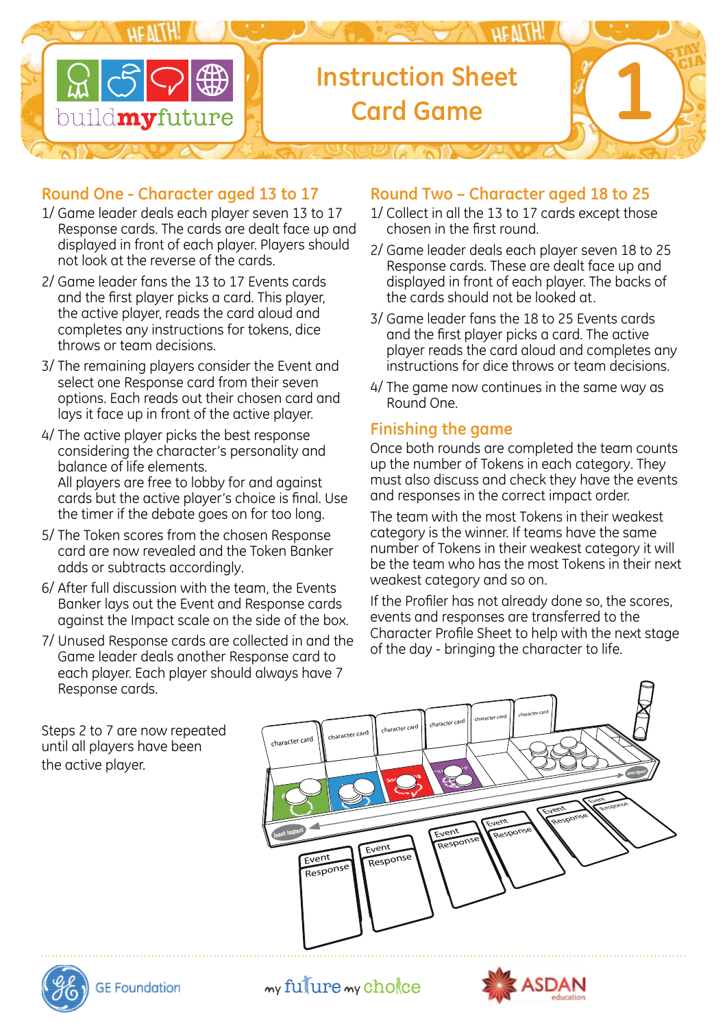# Instruction Sheet Card Game

## 1

## Round One - Character aged 13 to 17

1/ Game leader deals each player seven 13 to 17 Response cards. The cards are dealt face up and displayed in front of each player. Players should not look at the reverse of the cards.

2/ Game leader fans the 13 to 17 Events cards and the first player picks a card. This player, the active player, reads the card aloud and completes any instructions for tokens, dice throws or team decisions.

3/ The remaining players consider the Event and select one Response card from their seven options. Each reads out their chosen card and lays it face up in front of the active player.

4/ The active player picks the best response considering the character's personality and balance of life elements.
All players are free to lobby for and against cards but the active player's choice is final. Use the timer if the debate goes on for too long.

5/ The Token scores from the chosen Response card are now revealed and the Token Banker adds or subtracts accordingly.

6/ After full discussion with the team, the Events Banker lays out the Event and Response cards against the Impact scale on the side of the box.

7/ Unused Response cards are collected in and the Game leader deals another Response card to each player. Each player should always have 7 Response cards.

Steps 2 to 7 are now repeated until all players have been the active player.

## Round Two – Character aged 18 to 25

1/ Collect in all the 13 to 17 cards except those chosen in the first round.

2/ Game leader deals each player seven 18 to 25 Response cards. These are dealt face up and displayed in front of each player. The backs of the cards should not be looked at.

3/ Game leader fans the 18 to 25 Events cards and the first player picks a card. The active player reads the card aloud and completes any instructions for dice throws or team decisions.

4/ The game now continues in the same way as Round One.

## Finishing the game

Once both rounds are completed the team counts up the number of Tokens in each category. They must also discuss and check they have the events and responses in the correct impact order.

The team with the most Tokens in their weakest category is the winner. If teams have the same number of Tokens in their weakest category it will be the team who has the most Tokens in their next weakest category and so on.

If the Profiler has not already done so, the scores, events and responses are transferred to the Character Profile Sheet to help with the next stage of the day - bringing the character to life.

character card
character card
character card
character card
character card
character card
least impact
most impact
Event
Response